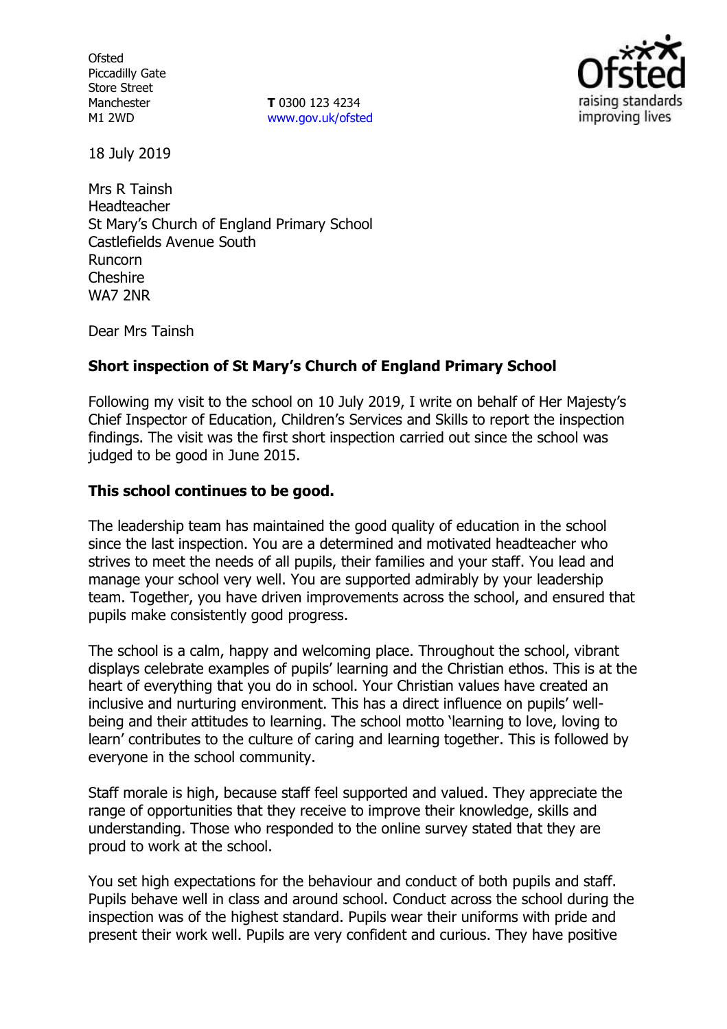Ofsted
Piccadilly Gate
Store Street
Manchester
M1 2WD

**T** 0300 123 4234
www.gov.uk/ofsted

18 July 2019

Mrs R Tainsh
Headteacher
St Mary's Church of England Primary School
Castlefields Avenue South
Runcorn
Cheshire
WA7 2NR

Dear Mrs Tainsh

**Short inspection of St Mary's Church of England Primary School**

Following my visit to the school on 10 July 2019, I write on behalf of Her Majesty's Chief Inspector of Education, Children's Services and Skills to report the inspection findings. The visit was the first short inspection carried out since the school was judged to be good in June 2015.

**This school continues to be good.**

The leadership team has maintained the good quality of education in the school since the last inspection. You are a determined and motivated headteacher who strives to meet the needs of all pupils, their families and your staff. You lead and manage your school very well. You are supported admirably by your leadership team. Together, you have driven improvements across the school, and ensured that pupils make consistently good progress.

The school is a calm, happy and welcoming place. Throughout the school, vibrant displays celebrate examples of pupils' learning and the Christian ethos. This is at the heart of everything that you do in school. Your Christian values have created an inclusive and nurturing environment. This has a direct influence on pupils' well-being and their attitudes to learning. The school motto 'learning to love, loving to learn' contributes to the culture of caring and learning together. This is followed by everyone in the school community.

Staff morale is high, because staff feel supported and valued. They appreciate the range of opportunities that they receive to improve their knowledge, skills and understanding. Those who responded to the online survey stated that they are proud to work at the school.

You set high expectations for the behaviour and conduct of both pupils and staff. Pupils behave well in class and around school. Conduct across the school during the inspection was of the highest standard. Pupils wear their uniforms with pride and present their work well. Pupils are very confident and curious. They have positive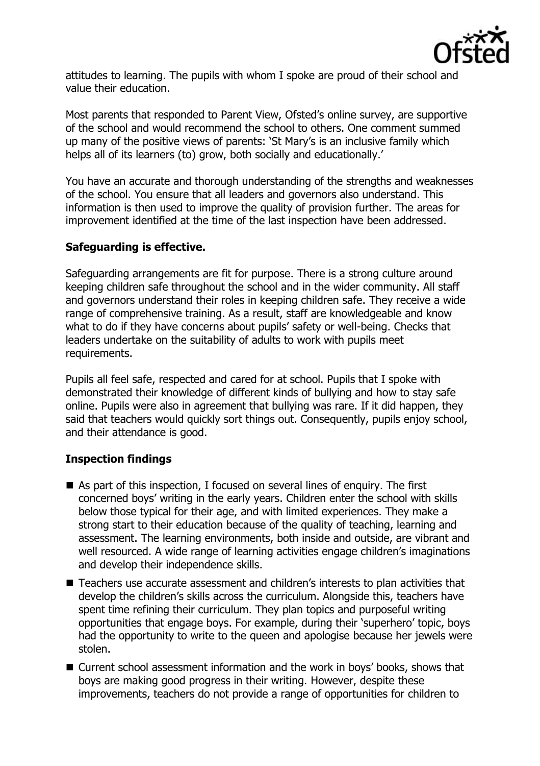attitudes to learning. The pupils with whom I spoke are proud of their school and value their education.

Most parents that responded to Parent View, Ofsted's online survey, are supportive of the school and would recommend the school to others. One comment summed up many of the positive views of parents: 'St Mary's is an inclusive family which helps all of its learners (to) grow, both socially and educationally.'

You have an accurate and thorough understanding of the strengths and weaknesses of the school. You ensure that all leaders and governors also understand. This information is then used to improve the quality of provision further. The areas for improvement identified at the time of the last inspection have been addressed.

## Safeguarding is effective.

Safeguarding arrangements are fit for purpose. There is a strong culture around keeping children safe throughout the school and in the wider community. All staff and governors understand their roles in keeping children safe. They receive a wide range of comprehensive training. As a result, staff are knowledgeable and know what to do if they have concerns about pupils' safety or well-being. Checks that leaders undertake on the suitability of adults to work with pupils meet requirements.

Pupils all feel safe, respected and cared for at school. Pupils that I spoke with demonstrated their knowledge of different kinds of bullying and how to stay safe online. Pupils were also in agreement that bullying was rare. If it did happen, they said that teachers would quickly sort things out. Consequently, pupils enjoy school, and their attendance is good.

## Inspection findings

- As part of this inspection, I focused on several lines of enquiry. The first concerned boys' writing in the early years. Children enter the school with skills below those typical for their age, and with limited experiences. They make a strong start to their education because of the quality of teaching, learning and assessment. The learning environments, both inside and outside, are vibrant and well resourced. A wide range of learning activities engage children's imaginations and develop their independence skills.
- Teachers use accurate assessment and children's interests to plan activities that develop the children's skills across the curriculum. Alongside this, teachers have spent time refining their curriculum. They plan topics and purposeful writing opportunities that engage boys. For example, during their 'superhero' topic, boys had the opportunity to write to the queen and apologise because her jewels were stolen.
- Current school assessment information and the work in boys' books, shows that boys are making good progress in their writing. However, despite these improvements, teachers do not provide a range of opportunities for children to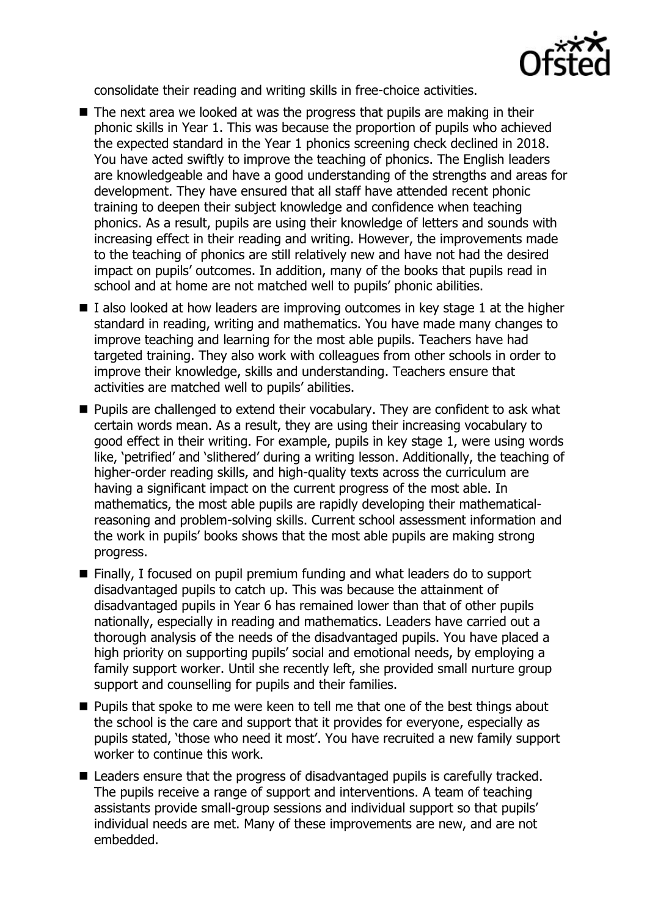consolidate their reading and writing skills in free-choice activities.

- The next area we looked at was the progress that pupils are making in their phonic skills in Year 1. This was because the proportion of pupils who achieved the expected standard in the Year 1 phonics screening check declined in 2018. You have acted swiftly to improve the teaching of phonics. The English leaders are knowledgeable and have a good understanding of the strengths and areas for development. They have ensured that all staff have attended recent phonic training to deepen their subject knowledge and confidence when teaching phonics. As a result, pupils are using their knowledge of letters and sounds with increasing effect in their reading and writing. However, the improvements made to the teaching of phonics are still relatively new and have not had the desired impact on pupils' outcomes. In addition, many of the books that pupils read in school and at home are not matched well to pupils' phonic abilities.
- I also looked at how leaders are improving outcomes in key stage 1 at the higher standard in reading, writing and mathematics. You have made many changes to improve teaching and learning for the most able pupils. Teachers have had targeted training. They also work with colleagues from other schools in order to improve their knowledge, skills and understanding. Teachers ensure that activities are matched well to pupils' abilities.
- Pupils are challenged to extend their vocabulary. They are confident to ask what certain words mean. As a result, they are using their increasing vocabulary to good effect in their writing. For example, pupils in key stage 1, were using words like, 'petrified' and 'slithered' during a writing lesson. Additionally, the teaching of higher-order reading skills, and high-quality texts across the curriculum are having a significant impact on the current progress of the most able. In mathematics, the most able pupils are rapidly developing their mathematical-reasoning and problem-solving skills. Current school assessment information and the work in pupils' books shows that the most able pupils are making strong progress.
- Finally, I focused on pupil premium funding and what leaders do to support disadvantaged pupils to catch up. This was because the attainment of disadvantaged pupils in Year 6 has remained lower than that of other pupils nationally, especially in reading and mathematics. Leaders have carried out a thorough analysis of the needs of the disadvantaged pupils. You have placed a high priority on supporting pupils' social and emotional needs, by employing a family support worker. Until she recently left, she provided small nurture group support and counselling for pupils and their families.
- Pupils that spoke to me were keen to tell me that one of the best things about the school is the care and support that it provides for everyone, especially as pupils stated, 'those who need it most'. You have recruited a new family support worker to continue this work.
- Leaders ensure that the progress of disadvantaged pupils is carefully tracked. The pupils receive a range of support and interventions. A team of teaching assistants provide small-group sessions and individual support so that pupils' individual needs are met. Many of these improvements are new, and are not embedded.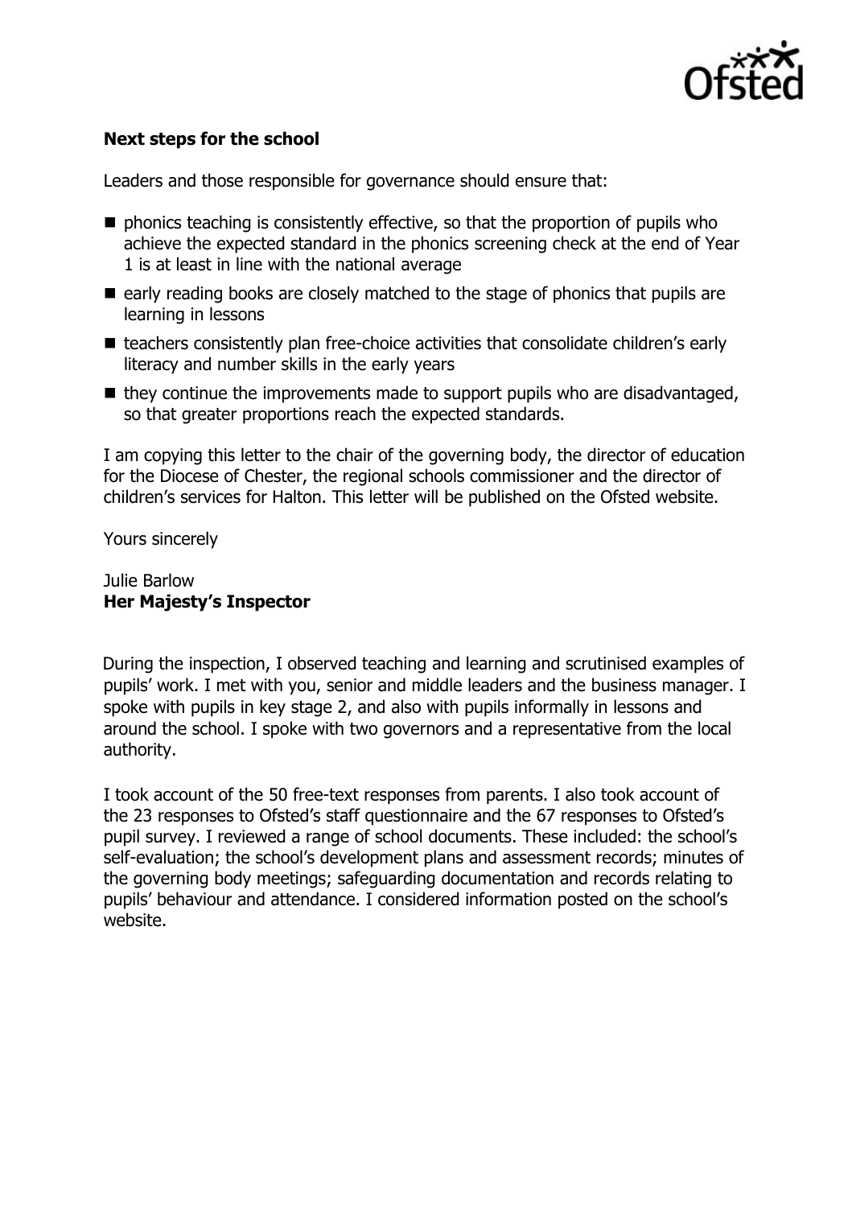**Next steps for the school**

Leaders and those responsible for governance should ensure that:

- phonics teaching is consistently effective, so that the proportion of pupils who achieve the expected standard in the phonics screening check at the end of Year 1 is at least in line with the national average
- early reading books are closely matched to the stage of phonics that pupils are learning in lessons
- teachers consistently plan free-choice activities that consolidate children's early literacy and number skills in the early years
- they continue the improvements made to support pupils who are disadvantaged, so that greater proportions reach the expected standards.

I am copying this letter to the chair of the governing body, the director of education for the Diocese of Chester, the regional schools commissioner and the director of children's services for Halton. This letter will be published on the Ofsted website.

Yours sincerely

Julie Barlow
**Her Majesty's Inspector**

During the inspection, I observed teaching and learning and scrutinised examples of pupils' work. I met with you, senior and middle leaders and the business manager. I spoke with pupils in key stage 2, and also with pupils informally in lessons and around the school. I spoke with two governors and a representative from the local authority.

I took account of the 50 free-text responses from parents. I also took account of the 23 responses to Ofsted's staff questionnaire and the 67 responses to Ofsted's pupil survey. I reviewed a range of school documents. These included: the school's self-evaluation; the school's development plans and assessment records; minutes of the governing body meetings; safeguarding documentation and records relating to pupils' behaviour and attendance. I considered information posted on the school's website.